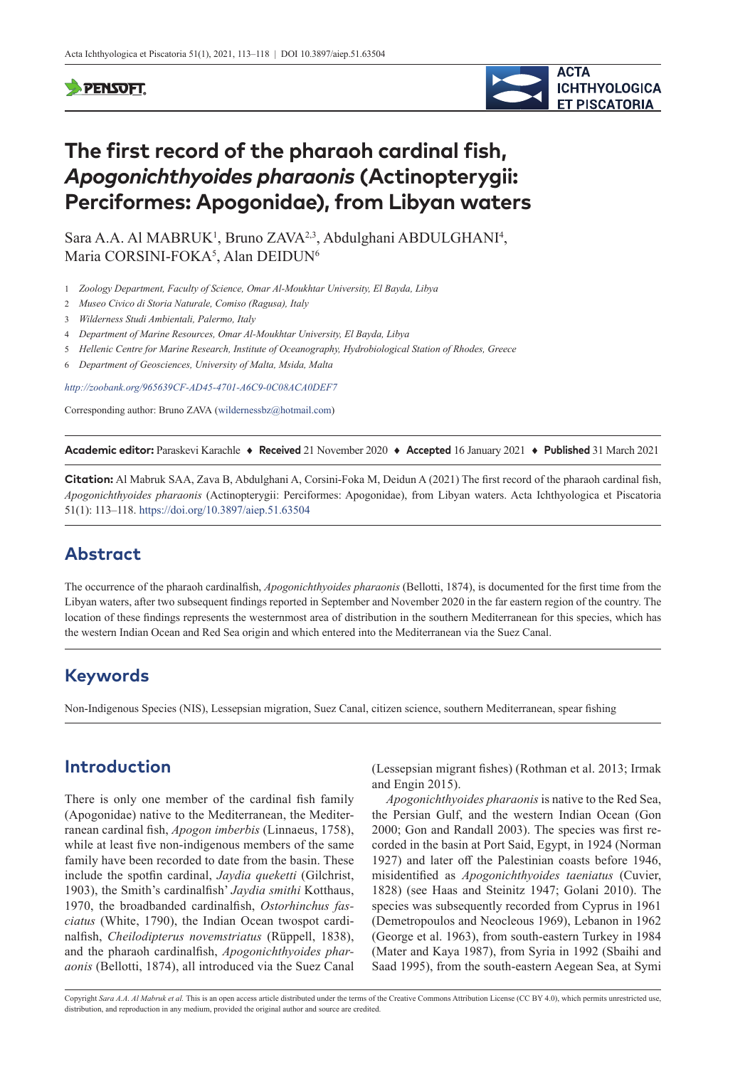# The first record of the pharaoh cardinal fish, *Apogonichthyoides pharaonis* (Actinopterygii: Perciformes: Apogonidae), from Libyan waters

Sara A.A. Al MABRUK[1], Bruno ZAVA[2,3], Abdulghani ABDULGHANI[4], Maria CORSINI-FOKA[5], Alan DEIDUN[6]

1 *Zoology Department, Faculty of Science, Omar Al-Moukhtar University, El Bayda, Libya*

2 *Museo Civico di Storia Naturale, Comiso (Ragusa), Italy*

3 *Wilderness Studi Ambientali, Palermo, Italy*

4 *Department of Marine Resources, Omar Al-Moukhtar University, El Bayda, Libya*

5 *Hellenic Centre for Marine Research, Institute of Oceanography, Hydrobiological Station of Rhodes, Greece*

6 *Department of Geosciences, University of Malta, Msida, Malta*

*http://zoobank.org/965639CF-AD45-4701-A6C9-0C08ACA0DEF7*

Corresponding author: Bruno ZAVA (wildernessbz@hotmail.com)

**Academic editor:** Paraskevi Karachle ♦ **Received** 21 November 2020 ♦ **Accepted** 16 January 2021 ♦ **Published** 31 March 2021

**Citation:** Al Mabruk SAA, Zava B, Abdulghani A, Corsini-Foka M, Deidun A (2021) The first record of the pharaoh cardinal fish, *Apogonichthyoides pharaonis* (Actinopterygii: Perciformes: Apogonidae), from Libyan waters. Acta Ichthyologica et Piscatoria 51(1): 113–118. https://doi.org/10.3897/aiep.51.63504

## Abstract

The occurrence of the pharaoh cardinalfish, *Apogonichthyoides pharaonis* (Bellotti, 1874), is documented for the first time from the Libyan waters, after two subsequent findings reported in September and November 2020 in the far eastern region of the country. The location of these findings represents the westernmost area of distribution in the southern Mediterranean for this species, which has the western Indian Ocean and Red Sea origin and which entered into the Mediterranean via the Suez Canal.

## Keywords

Non-Indigenous Species (NIS), Lessepsian migration, Suez Canal, citizen science, southern Mediterranean, spear fishing

## Introduction

There is only one member of the cardinal fish family (Apogonidae) native to the Mediterranean, the Mediterranean cardinal fish, *Apogon imberbis* (Linnaeus, 1758), while at least five non-indigenous members of the same family have been recorded to date from the basin. These include the spotfin cardinal, *Jaydia queketti* (Gilchrist, 1903), the Smith's cardinalfish' *Jaydia smithi* Kotthaus, 1970, the broadbanded cardinalfish, *Ostorhinchus fasciatus* (White, 1790), the Indian Ocean twospot cardinalfish, *Cheilodipterus novemstriatus* (Rüppell, 1838), and the pharaoh cardinalfish, *Apogonichthyoides pharaonis* (Bellotti, 1874), all introduced via the Suez Canal (Lessepsian migrant fishes) (Rothman et al. 2013; Irmak and Engin 2015).

*Apogonichthyoides pharaonis* is native to the Red Sea, the Persian Gulf, and the western Indian Ocean (Gon 2000; Gon and Randall 2003). The species was first recorded in the basin at Port Said, Egypt, in 1924 (Norman 1927) and later off the Palestinian coasts before 1946, misidentified as *Apogonichthyoides taeniatus* (Cuvier, 1828) (see Haas and Steinitz 1947; Golani 2010). The species was subsequently recorded from Cyprus in 1961 (Demetropoulos and Neocleous 1969), Lebanon in 1962 (George et al. 1963), from south-eastern Turkey in 1984 (Mater and Kaya 1987), from Syria in 1992 (Sbaihi and Saad 1995), from the south-eastern Aegean Sea, at Symi

Copyright *Sara A.A. Al Mabruk et al.* This is an open access article distributed under the terms of the Creative Commons Attribution License (CC BY 4.0), which permits unrestricted use, distribution, and reproduction in any medium, provided the original author and source are credited.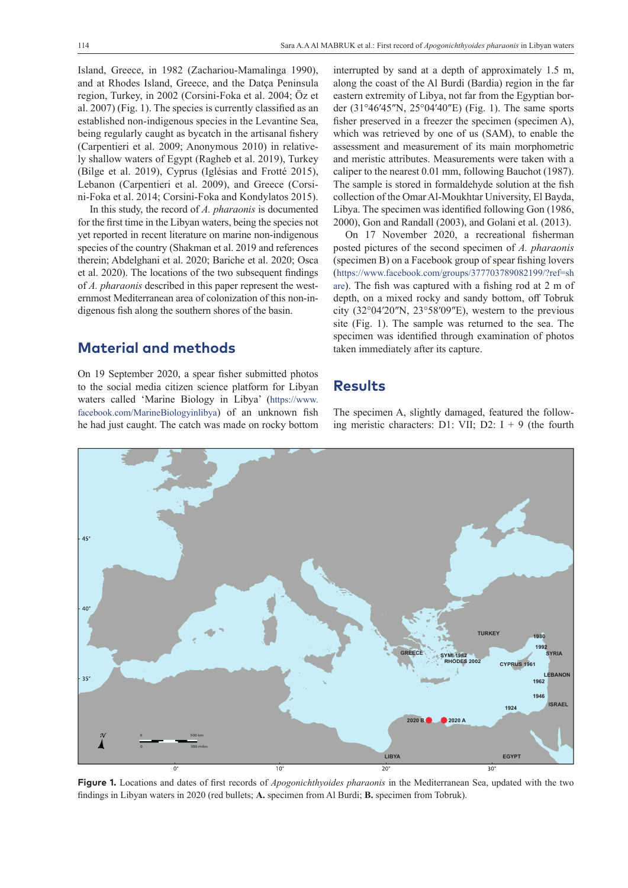Island, Greece, in 1982 (Zachariou-Mamalinga 1990), and at Rhodes Island, Greece, and the Datça Peninsula region, Turkey, in 2002 (Corsini-Foka et al. 2004; Öz et al. 2007) (Fig. 1). The species is currently classified as an established non-indigenous species in the Levantine Sea, being regularly caught as bycatch in the artisanal fishery (Carpentieri et al. 2009; Anonymous 2010) in relatively shallow waters of Egypt (Ragheb et al. 2019), Turkey (Bilge et al. 2019), Cyprus (Iglésias and Frotté 2015), Lebanon (Carpentieri et al. 2009), and Greece (Corsini-Foka et al. 2014; Corsini-Foka and Kondylatos 2015).

In this study, the record of *A. pharaonis* is documented for the first time in the Libyan waters, being the species not yet reported in recent literature on marine non-indigenous species of the country (Shakman et al. 2019 and references therein; Abdelghani et al. 2020; Bariche et al. 2020; Osca et al. 2020). The locations of the two subsequent findings of *A. pharaonis* described in this paper represent the westernmost Mediterranean area of colonization of this non-indigenous fish along the southern shores of the basin.

## Material and methods

On 19 September 2020, a spear fisher submitted photos to the social media citizen science platform for Libyan waters called 'Marine Biology in Libya' (https://www.facebook.com/MarineBiologyinlibya) of an unknown fish he had just caught. The catch was made on rocky bottom interrupted by sand at a depth of approximately 1.5 m, along the coast of the Al Burdi (Bardia) region in the far eastern extremity of Libya, not far from the Egyptian border (31°46′45″N, 25°04′40″E) (Fig. 1). The same sports fisher preserved in a freezer the specimen (specimen A), which was retrieved by one of us (SAM), to enable the assessment and measurement of its main morphometric and meristic attributes. Measurements were taken with a caliper to the nearest 0.01 mm, following Bauchot (1987). The sample is stored in formaldehyde solution at the fish collection of the Omar Al-Moukhtar University, El Bayda, Libya. The specimen was identified following Gon (1986, 2000), Gon and Randall (2003), and Golani et al. (2013).

On 17 November 2020, a recreational fisherman posted pictures of the second specimen of *A. pharaonis* (specimen B) on a Facebook group of spear fishing lovers (https://www.facebook.com/groups/377703789082199/?ref=share). The fish was captured with a fishing rod at 2 m of depth, on a mixed rocky and sandy bottom, off Tobruk city (32°04′20″N, 23°58′09″E), western to the previous site (Fig. 1). The sample was returned to the sea. The specimen was identified through examination of photos taken immediately after its capture.

## Results

The specimen A, slightly damaged, featured the following meristic characters: D1: VII; D2: I + 9 (the fourth

**Figure 1.** Locations and dates of first records of *Apogonichthyoides pharaonis* in the Mediterranean Sea, updated with the two findings in Libyan waters in 2020 (red bullets; **A.** specimen from Al Burdi; **B.** specimen from Tobruk).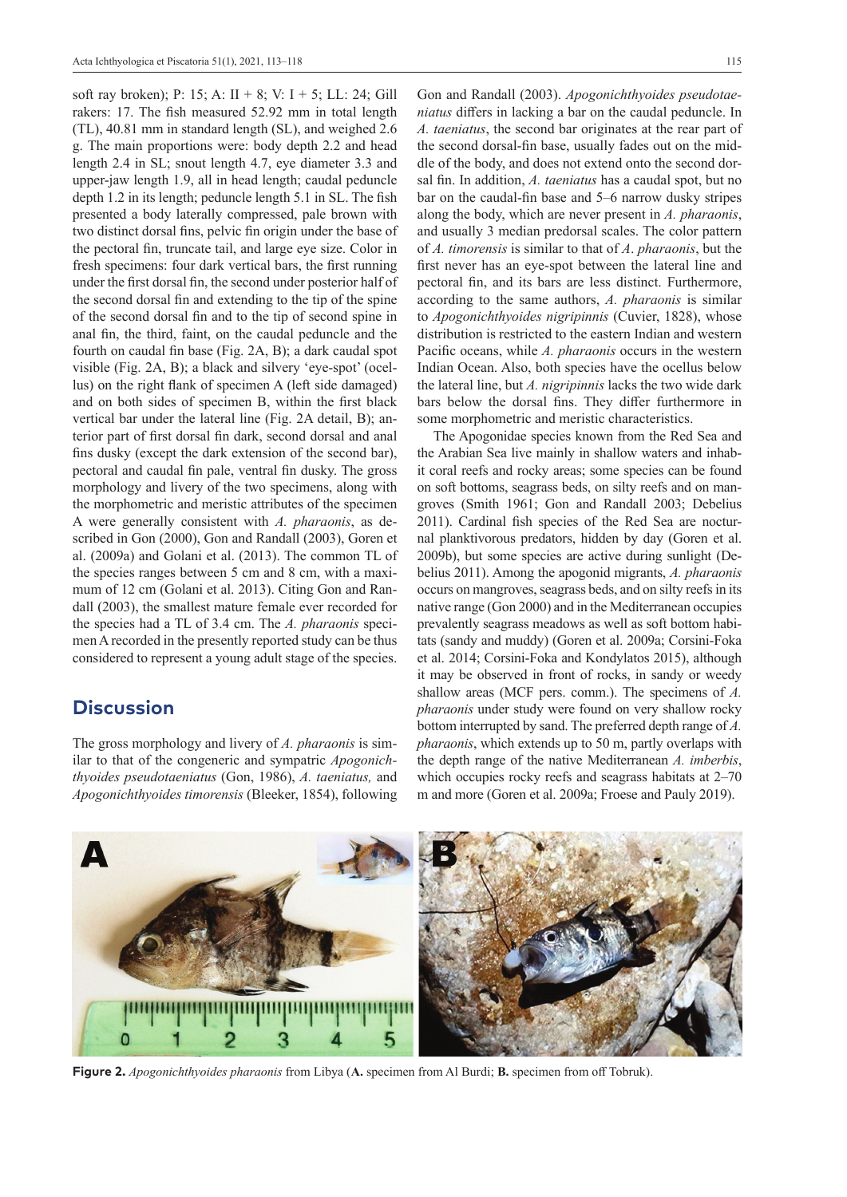soft ray broken); P: 15; A: II + 8; V: I + 5; LL: 24; Gill rakers: 17. The fish measured 52.92 mm in total length (TL), 40.81 mm in standard length (SL), and weighed 2.6 g. The main proportions were: body depth 2.2 and head length 2.4 in SL; snout length 4.7, eye diameter 3.3 and upper-jaw length 1.9, all in head length; caudal peduncle depth 1.2 in its length; peduncle length 5.1 in SL. The fish presented a body laterally compressed, pale brown with two distinct dorsal fins, pelvic fin origin under the base of the pectoral fin, truncate tail, and large eye size. Color in fresh specimens: four dark vertical bars, the first running under the first dorsal fin, the second under posterior half of the second dorsal fin and extending to the tip of the spine of the second dorsal fin and to the tip of second spine in anal fin, the third, faint, on the caudal peduncle and the fourth on caudal fin base (Fig. 2A, B); a dark caudal spot visible (Fig. 2A, B); a black and silvery 'eye-spot' (ocellus) on the right flank of specimen A (left side damaged) and on both sides of specimen B, within the first black vertical bar under the lateral line (Fig. 2A detail, B); anterior part of first dorsal fin dark, second dorsal and anal fins dusky (except the dark extension of the second bar), pectoral and caudal fin pale, ventral fin dusky. The gross morphology and livery of the two specimens, along with the morphometric and meristic attributes of the specimen A were generally consistent with *A. pharaonis*, as described in Gon (2000), Gon and Randall (2003), Goren et al. (2009a) and Golani et al. (2013). The common TL of the species ranges between 5 cm and 8 cm, with a maximum of 12 cm (Golani et al. 2013). Citing Gon and Randall (2003), the smallest mature female ever recorded for the species had a TL of 3.4 cm. The *A. pharaonis* specimen A recorded in the presently reported study can be thus considered to represent a young adult stage of the species.

## Discussion

The gross morphology and livery of *A. pharaonis* is similar to that of the congeneric and sympatric *Apogonichthyoides pseudotaeniatus* (Gon, 1986), *A. taeniatus,* and *Apogonichthyoides timorensis* (Bleeker, 1854), following Gon and Randall (2003). *Apogonichthyoides pseudotaeniatus* differs in lacking a bar on the caudal peduncle. In *A. taeniatus*, the second bar originates at the rear part of the second dorsal-fin base, usually fades out on the middle of the body, and does not extend onto the second dorsal fin. In addition, *A. taeniatus* has a caudal spot, but no bar on the caudal-fin base and 5–6 narrow dusky stripes along the body, which are never present in *A. pharaonis*, and usually 3 median predorsal scales. The color pattern of *A. timorensis* is similar to that of *A. pharaonis*, but the first never has an eye-spot between the lateral line and pectoral fin, and its bars are less distinct. Furthermore, according to the same authors, *A. pharaonis* is similar to *Apogonichthyoides nigripinnis* (Cuvier, 1828), whose distribution is restricted to the eastern Indian and western Pacific oceans, while *A. pharaonis* occurs in the western Indian Ocean. Also, both species have the ocellus below the lateral line, but *A. nigripinnis* lacks the two wide dark bars below the dorsal fins. They differ furthermore in some morphometric and meristic characteristics.

The Apogonidae species known from the Red Sea and the Arabian Sea live mainly in shallow waters and inhabit coral reefs and rocky areas; some species can be found on soft bottoms, seagrass beds, on silty reefs and on mangroves (Smith 1961; Gon and Randall 2003; Debelius 2011). Cardinal fish species of the Red Sea are nocturnal planktivorous predators, hidden by day (Goren et al. 2009b), but some species are active during sunlight (Debelius 2011). Among the apogonid migrants, *A. pharaonis* occurs on mangroves, seagrass beds, and on silty reefs in its native range (Gon 2000) and in the Mediterranean occupies prevalently seagrass meadows as well as soft bottom habitats (sandy and muddy) (Goren et al. 2009a; Corsini-Foka et al. 2014; Corsini-Foka and Kondylatos 2015), although it may be observed in front of rocks, in sandy or weedy shallow areas (MCF pers. comm.). The specimens of *A. pharaonis* under study were found on very shallow rocky bottom interrupted by sand. The preferred depth range of *A. pharaonis*, which extends up to 50 m, partly overlaps with the depth range of the native Mediterranean *A. imberbis*, which occupies rocky reefs and seagrass habitats at 2–70 m and more (Goren et al. 2009a; Froese and Pauly 2019).

**Figure 2.** *Apogonichthyoides pharaonis* from Libya (**A.** specimen from Al Burdi; **B.** specimen from off Tobruk).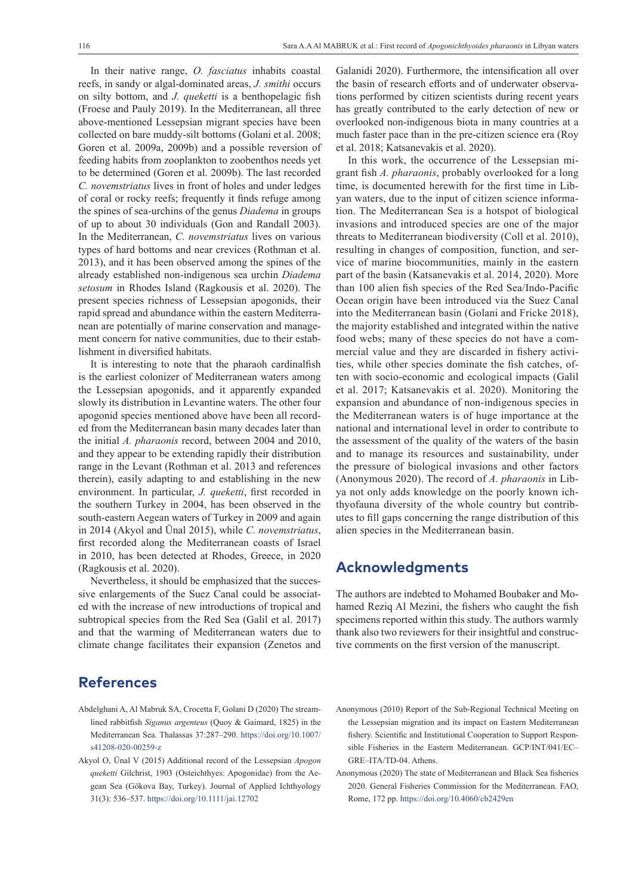In their native range, *O. fasciatus* inhabits coastal reefs, in sandy or algal-dominated areas, *J. smithi* occurs on silty bottom, and *J. queketti* is a benthopelagic fish (Froese and Pauly 2019). In the Mediterranean, all three above-mentioned Lessepsian migrant species have been collected on bare muddy-silt bottoms (Golani et al. 2008; Goren et al. 2009a, 2009b) and a possible reversion of feeding habits from zooplankton to zoobenthos needs yet to be determined (Goren et al. 2009b). The last recorded *C. novemstriatus* lives in front of holes and under ledges of coral or rocky reefs; frequently it finds refuge among the spines of sea-urchins of the genus *Diadema* in groups of up to about 30 individuals (Gon and Randall 2003). In the Mediterranean, *C. novemstriatus* lives on various types of hard bottoms and near crevices (Rothman et al. 2013), and it has been observed among the spines of the already established non-indigenous sea urchin *Diadema setosum* in Rhodes Island (Ragkousis et al. 2020). The present species richness of Lessepsian apogonids, their rapid spread and abundance within the eastern Mediterranean are potentially of marine conservation and management concern for native communities, due to their establishment in diversified habitats.

It is interesting to note that the pharaoh cardinalfish is the earliest colonizer of Mediterranean waters among the Lessepsian apogonids, and it apparently expanded slowly its distribution in Levantine waters. The other four apogonid species mentioned above have been all recorded from the Mediterranean basin many decades later than the initial *A. pharaonis* record, between 2004 and 2010, and they appear to be extending rapidly their distribution range in the Levant (Rothman et al. 2013 and references therein), easily adapting to and establishing in the new environment. In particular, *J. queketti*, first recorded in the southern Turkey in 2004, has been observed in the south-eastern Aegean waters of Turkey in 2009 and again in 2014 (Akyol and Ünal 2015), while *C. novemstriatus*, first recorded along the Mediterranean coasts of Israel in 2010, has been detected at Rhodes, Greece, in 2020 (Ragkousis et al. 2020).

Nevertheless, it should be emphasized that the successive enlargements of the Suez Canal could be associated with the increase of new introductions of tropical and subtropical species from the Red Sea (Galil et al. 2017) and that the warming of Mediterranean waters due to climate change facilitates their expansion (Zenetos and Galanidi 2020). Furthermore, the intensification all over the basin of research efforts and of underwater observations performed by citizen scientists during recent years has greatly contributed to the early detection of new or overlooked non-indigenous biota in many countries at a much faster pace than in the pre-citizen science era (Roy et al. 2018; Katsanevakis et al. 2020).

In this work, the occurrence of the Lessepsian migrant fish *A. pharaonis*, probably overlooked for a long time, is documented herewith for the first time in Libyan waters, due to the input of citizen science information. The Mediterranean Sea is a hotspot of biological invasions and introduced species are one of the major threats to Mediterranean biodiversity (Coll et al. 2010), resulting in changes of composition, function, and service of marine biocommunities, mainly in the eastern part of the basin (Katsanevakis et al. 2014, 2020). More than 100 alien fish species of the Red Sea/Indo-Pacific Ocean origin have been introduced via the Suez Canal into the Mediterranean basin (Golani and Fricke 2018), the majority established and integrated within the native food webs; many of these species do not have a commercial value and they are discarded in fishery activities, while other species dominate the fish catches, often with socio-economic and ecological impacts (Galil et al. 2017; Katsanevakis et al. 2020). Monitoring the expansion and abundance of non-indigenous species in the Mediterranean waters is of huge importance at the national and international level in order to contribute to the assessment of the quality of the waters of the basin and to manage its resources and sustainability, under the pressure of biological invasions and other factors (Anonymous 2020). The record of *A. pharaonis* in Libya not only adds knowledge on the poorly known ichthyofauna diversity of the whole country but contributes to fill gaps concerning the range distribution of this alien species in the Mediterranean basin.

## Acknowledgments

The authors are indebted to Mohamed Boubaker and Mohamed Reziq Al Mezini, the fishers who caught the fish specimens reported within this study. The authors warmly thank also two reviewers for their insightful and constructive comments on the first version of the manuscript.

## References

Abdelghani A, Al Mabruk SA, Crocetta F, Golani D (2020) The streamlined rabbitfish *Siganus argenteus* (Quoy & Gaimard, 1825) in the Mediterranean Sea. Thalassas 37:287–290. https://doi.org/10.1007/s41208-020-00259-z

Akyol O, Ünal V (2015) Additional record of the Lessepsian *Apogon queketti* Gilchrist, 1903 (Osteichthyes: Apogonidae) from the Aegean Sea (Gökova Bay, Turkey). Journal of Applied Ichthyology 31(3): 536–537. https://doi.org/10.1111/jai.12702

Anonymous (2010) Report of the Sub-Regional Technical Meeting on the Lessepsian migration and its impact on Eastern Mediterranean fishery. Scientific and Institutional Cooperation to Support Responsible Fisheries in the Eastern Mediterranean. GCP/INT/041/EC–GRE–ITA/TD-04. Athens.

Anonymous (2020) The state of Mediterranean and Black Sea fisheries 2020. General Fisheries Commission for the Mediterranean. FAO, Rome, 172 pp. https://doi.org/10.4060/cb2429en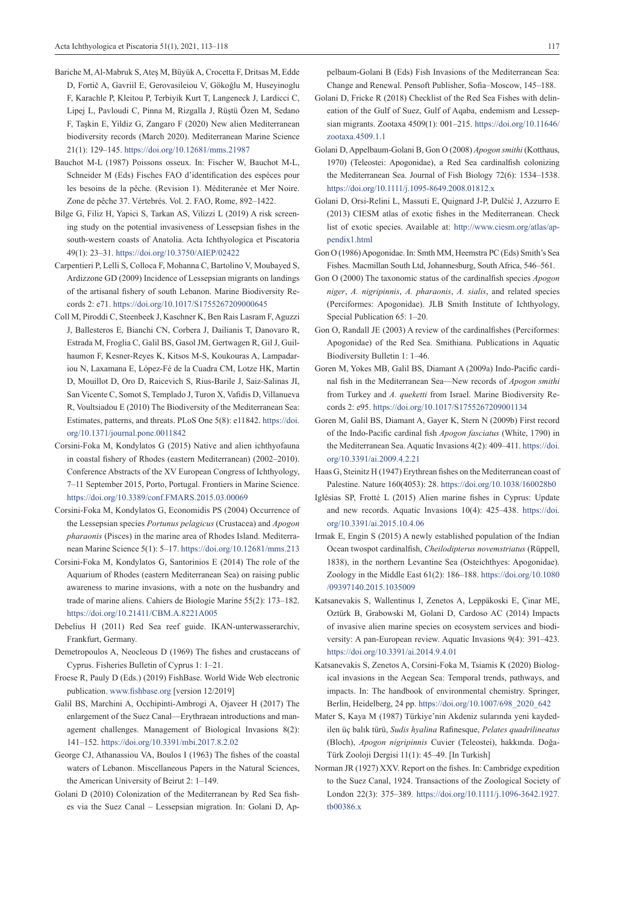Bariche M, Al-Mabruk S, Ateş M, Büyük A, Crocetta F, Dritsas M, Edde D, Fortič A, Gavriil E, Gerovasileiou V, Gökoğlu M, Huseyinoglu F, Karachle P, Kleitou P, Terbiyik Kurt T, Langeneck J, Lardicci C, Lipej L, Pavloudi C, Pinna M, Rizgalla J, Rüştü Özen M, Sedano F, Taşkin E, Yildiz G, Zangaro F (2020) New alien Mediterranean biodiversity records (March 2020). Mediterranean Marine Science 21(1): 129–145. https://doi.org/10.12681/mms.21987

Bauchot M-L (1987) Poissons osseux. In: Fischer W, Bauchot M-L, Schneider M (Eds) Fisches FAO d'identification des espèces pour les besoins de la pêche. (Revision 1). Méditeranée et Mer Noire. Zone de pêche 37. Vértebrés. Vol. 2. FAO, Rome, 892–1422.

Bilge G, Filiz H, Yapici S, Tarkan AS, Vilizzi L (2019) A risk screening study on the potential invasiveness of Lessepsian fishes in the south-western coasts of Anatolia. Acta Ichthyologica et Piscatoria 49(1): 23–31. https://doi.org/10.3750/AIEP/02422

Carpentieri P, Lelli S, Colloca F, Mohanna C, Bartolino V, Moubayed S, Ardizzone GD (2009) Incidence of Lessepsian migrants on landings of the artisanal fishery of south Lebanon. Marine Biodiversity Records 2: e71. https://doi.org/10.1017/S1755267209000645

Coll M, Piroddi C, Steenbeek J, Kaschner K, Ben Rais Lasram F, Aguzzi J, Ballesteros E, Bianchi CN, Corbera J, Dailianis T, Danovaro R, Estrada M, Froglia C, Galil BS, Gasol JM, Gertwagen R, Gil J, Guilhaumon F, Kesner-Reyes K, Kitsos M-S, Koukouras A, Lampadariou N, Laxamana E, López-Fé de la Cuadra CM, Lotze HK, Martin D, Mouillot D, Oro D, Raicevich S, Rius-Barile J, Saiz-Salinas JI, San Vicente C, Somot S, Templado J, Turon X, Vafidis D, Villanueva R, Voultsiadou E (2010) The Biodiversity of the Mediterranean Sea: Estimates, patterns, and threats. PLoS One 5(8): e11842. https://doi.org/10.1371/journal.pone.0011842

Corsini-Foka M, Kondylatos G (2015) Native and alien ichthyofauna in coastal fishery of Rhodes (eastern Mediterranean) (2002–2010). Conference Abstracts of the XV European Congress of Ichthyology, 7–11 September 2015, Porto, Portugal. Frontiers in Marine Science. https://doi.org/10.3389/conf.FMARS.2015.03.00069

Corsini-Foka M, Kondylatos G, Economidis PS (2004) Occurrence of the Lessepsian species *Portunus pelagicus* (Crustacea) and *Apogon pharaonis* (Pisces) in the marine area of Rhodes Island. Mediterranean Marine Science 5(1): 5–17. https://doi.org/10.12681/mms.213

Corsini-Foka M, Kondylatos G, Santorinios E (2014) The role of the Aquarium of Rhodes (eastern Mediterranean Sea) on raising public awareness to marine invasions, with a note on the husbandry and trade of marine aliens. Cahiers de Biologie Marine 55(2): 173–182. https://doi.org/10.21411/CBM.A.8221A005

Debelius H (2011) Red Sea reef guide. IKAN-unterwasserarchiv, Frankfurt, Germany.

Demetropoulos A, Neocleous D (1969) The fishes and crustaceans of Cyprus. Fisheries Bulletin of Cyprus 1: 1–21.

Froese R, Pauly D (Eds.) (2019) FishBase. World Wide Web electronic publication. www.fishbase.org [version 12/2019]

Galil BS, Marchini A, Occhipinti-Ambrogi A, Ojaveer H (2017) The enlargement of the Suez Canal—Erythraean introductions and management challenges. Management of Biological Invasions 8(2): 141–152. https://doi.org/10.3391/mbi.2017.8.2.02

George CJ, Athanassiou VA, Boulos I (1963) The fishes of the coastal waters of Lebanon. Miscellaneous Papers in the Natural Sciences, the American University of Beirut 2: 1–149.

Golani D (2010) Colonization of the Mediterranean by Red Sea fishes via the Suez Canal – Lessepsian migration. In: Golani D, Appelbaum-Golani B (Eds) Fish Invasions of the Mediterranean Sea: Change and Renewal. Pensoft Publisher, Sofia–Moscow, 145–188.

Golani D, Fricke R (2018) Checklist of the Red Sea Fishes with delineation of the Gulf of Suez, Gulf of Aqaba, endemism and Lessepsian migrants. Zootaxa 4509(1): 001–215. https://doi.org/10.11646/zootaxa.4509.1.1

Golani D, Appelbaum-Golani B, Gon O (2008) *Apogon smithi* (Kotthaus, 1970) (Teleostei: Apogonidae), a Red Sea cardinalfish colonizing the Mediterranean Sea. Journal of Fish Biology 72(6): 1534–1538. https://doi.org/10.1111/j.1095-8649.2008.01812.x

Golani D, Orsi-Relini L, Massuti E, Quignard J-P, Dulčić J, Azzurro E (2013) CIESM atlas of exotic fishes in the Mediterranean. Check list of exotic species. Available at: http://www.ciesm.org/atlas/appendix1.html

Gon O (1986) Apogonidae. In: Smth MM, Heemstra PC (Eds) Smith's Sea Fishes. Macmillan South Ltd, Johannesburg, South Africa, 546–561.

Gon O (2000) The taxonomic status of the cardinalfish species *Apogon niger*, *A. nigripinnis*, *A. pharaonis*, *A. sialis*, and related species (Perciformes: Apogonidae). JLB Smith Institute of Ichthyology, Special Publication 65: 1–20.

Gon O, Randall JE (2003) A review of the cardinalfishes (Perciformes: Apogonidae) of the Red Sea. Smithiana. Publications in Aquatic Biodiversity Bulletin 1: 1–46.

Goren M, Yokes MB, Galil BS, Diamant A (2009a) Indo-Pacific cardinal fish in the Mediterranean Sea—New records of *Apogon smithi* from Turkey and *A. queketti* from Israel. Marine Biodiversity Records 2: e95. https://doi.org/10.1017/S1755267209001134

Goren M, Galil BS, Diamant A, Gayer K, Stern N (2009b) First record of the Indo-Pacific cardinal fish *Apogon fasciatus* (White, 1790) in the Mediterranean Sea. Aquatic Invasions 4(2): 409–411. https://doi.org/10.3391/ai.2009.4.2.21

Haas G, Steinitz H (1947) Erythrean fishes on the Mediterranean coast of Palestine. Nature 160(4053): 28. https://doi.org/10.1038/160028b0

Iglésias SP, Frotté L (2015) Alien marine fishes in Cyprus: Update and new records. Aquatic Invasions 10(4): 425–438. https://doi.org/10.3391/ai.2015.10.4.06

Irmak E, Engin S (2015) A newly established population of the Indian Ocean twospot cardinalfish, *Cheilodipterus novemstriatus* (Rüppell, 1838), in the northern Levantine Sea (Osteichthyes: Apogonidae). Zoology in the Middle East 61(2): 186–188. https://doi.org/10.1080/09397140.2015.1035009

Katsanevakis S, Wallentinus I, Zenetos A, Leppäkoski E, Çinar ME, Oztürk B, Grabowski M, Golani D, Cardoso AC (2014) Impacts of invasive alien marine species on ecosystem services and biodiversity: A pan-European review. Aquatic Invasions 9(4): 391–423. https://doi.org/10.3391/ai.2014.9.4.01

Katsanevakis S, Zenetos A, Corsini-Foka M, Tsiamis K (2020) Biological invasions in the Aegean Sea: Temporal trends, pathways, and impacts. In: The handbook of environmental chemistry. Springer, Berlin, Heidelberg, 24 pp. https://doi.org/10.1007/698_2020_642

Mater S, Kaya M (1987) Türkiye'nin Akdeniz sularında yeni kaydedilen üç balık türü, *Sudis hyalina* Rafinesque, *Pelates quadrilineatus* (Bloch), *Apogon nigripinnis* Cuvier (Teleostei), hakkında. Doğa-Türk Zooloji Dergisi 11(1): 45–49. [In Turkish]

Norman JR (1927) XXV. Report on the fishes. In: Cambridge expedition to the Suez Canal, 1924. Transactions of the Zoological Society of London 22(3): 375–389. https://doi.org/10.1111/j.1096-3642.1927.tb00386.x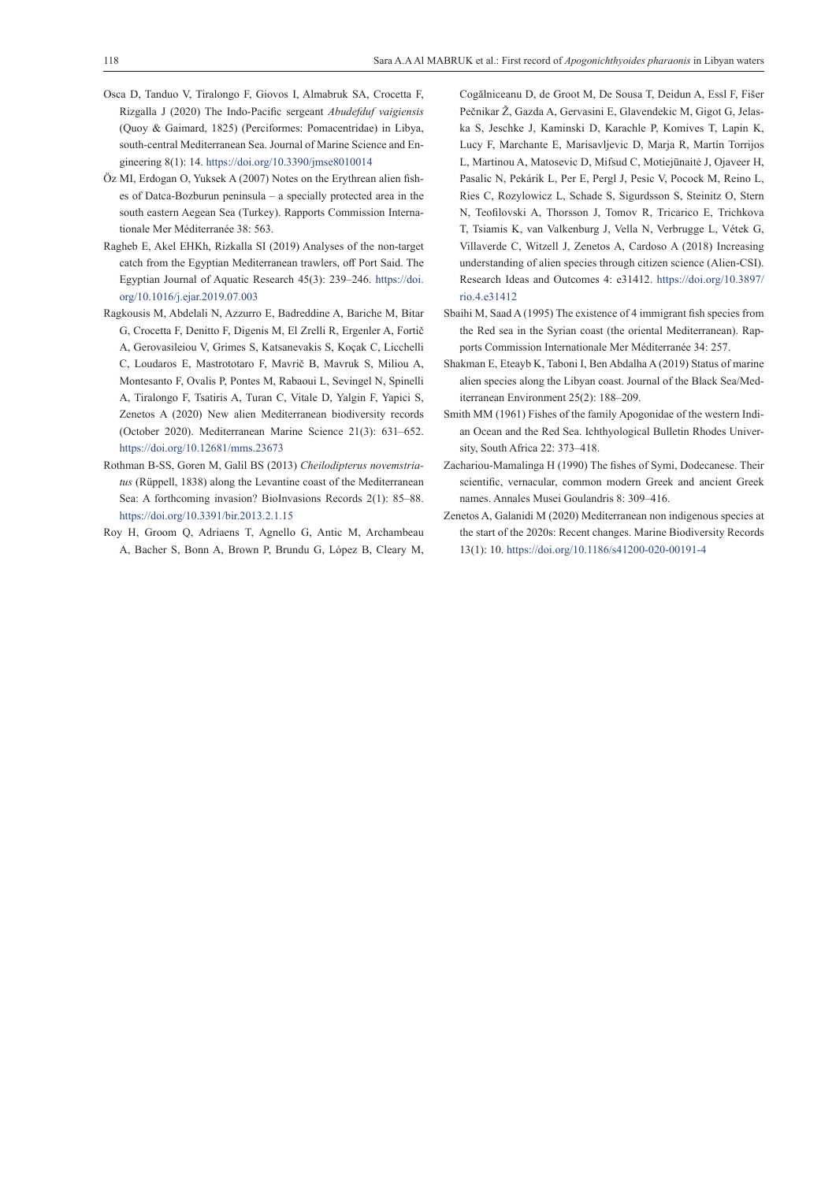Osca D, Tanduo V, Tiralongo F, Giovos I, Almabruk SA, Crocetta F, Rizgalla J (2020) The Indo-Pacific sergeant *Abudefduf vaigiensis* (Quoy & Gaimard, 1825) (Perciformes: Pomacentridae) in Libya, south-central Mediterranean Sea. Journal of Marine Science and Engineering 8(1): 14. https://doi.org/10.3390/jmse8010014

Öz MI, Erdogan O, Yuksek A (2007) Notes on the Erythrean alien fishes of Datca-Bozburun peninsula – a specially protected area in the south eastern Aegean Sea (Turkey). Rapports Commission Internationale Mer Méditerranée 38: 563.

Ragheb E, Akel EHKh, Rizkalla SI (2019) Analyses of the non-target catch from the Egyptian Mediterranean trawlers, off Port Said. The Egyptian Journal of Aquatic Research 45(3): 239–246. https://doi.org/10.1016/j.ejar.2019.07.003

Ragkousis M, Abdelali N, Azzurro E, Badreddine A, Bariche M, Bitar G, Crocetta F, Denitto F, Digenis M, El Zrelli R, Ergenler A, Fortič A, Gerovasileiou V, Grimes S, Katsanevakis S, Koçak C, Licchelli C, Loudaros E, Mastrototaro F, Mavrič B, Mavruk S, Miliou A, Montesanto F, Ovalis P, Pontes M, Rabaoui L, Sevingel N, Spinelli A, Tiralongo F, Tsatiris A, Turan C, Vitale D, Yalgin F, Yapici S, Zenetos A (2020) New alien Mediterranean biodiversity records (October 2020). Mediterranean Marine Science 21(3): 631–652. https://doi.org/10.12681/mms.23673

Rothman B-SS, Goren M, Galil BS (2013) *Cheilodipterus novemstriatus* (Rüppell, 1838) along the Levantine coast of the Mediterranean Sea: A forthcoming invasion? BioInvasions Records 2(1): 85–88. https://doi.org/10.3391/bir.2013.2.1.15

Roy H, Groom Q, Adriaens T, Agnello G, Antic M, Archambeau A, Bacher S, Bonn A, Brown P, Brundu G, López B, Cleary M, Cogălniceanu D, de Groot M, De Sousa T, Deidun A, Essl F, Fišer Pečnikar Ž, Gazda A, Gervasini E, Glavendekic M, Gigot G, Jelaska S, Jeschke J, Kaminski D, Karachle P, Komives T, Lapin K, Lucy F, Marchante E, Marisavljevic D, Marja R, Martín Torrijos L, Martinou A, Matosevic D, Mifsud C, Motiejūnaitė J, Ojaveer H, Pasalic N, Pekárik L, Per E, Pergl J, Pesic V, Pocock M, Reino L, Ries C, Rozylowicz L, Schade S, Sigurdsson S, Steinitz O, Stern N, Teofilovski A, Thorsson J, Tomov R, Tricarico E, Trichkova T, Tsiamis K, van Valkenburg J, Vella N, Verbrugge L, Vétek G, Villaverde C, Witzell J, Zenetos A, Cardoso A (2018) Increasing understanding of alien species through citizen science (Alien-CSI). Research Ideas and Outcomes 4: e31412. https://doi.org/10.3897/rio.4.e31412

Sbaihi M, Saad A (1995) The existence of 4 immigrant fish species from the Red sea in the Syrian coast (the oriental Mediterranean). Rapports Commission Internationale Mer Méditerranée 34: 257.

Shakman E, Eteayb K, Taboni I, Ben Abdalha A (2019) Status of marine alien species along the Libyan coast. Journal of the Black Sea/Mediterranean Environment 25(2): 188–209.

Smith MM (1961) Fishes of the family Apogonidae of the western Indian Ocean and the Red Sea. Ichthyological Bulletin Rhodes University, South Africa 22: 373–418.

Zachariou-Mamalinga H (1990) The fishes of Symi, Dodecanese. Their scientific, vernacular, common modern Greek and ancient Greek names. Annales Musei Goulandris 8: 309–416.

Zenetos A, Galanidi M (2020) Mediterranean non indigenous species at the start of the 2020s: Recent changes. Marine Biodiversity Records 13(1): 10. https://doi.org/10.1186/s41200-020-00191-4